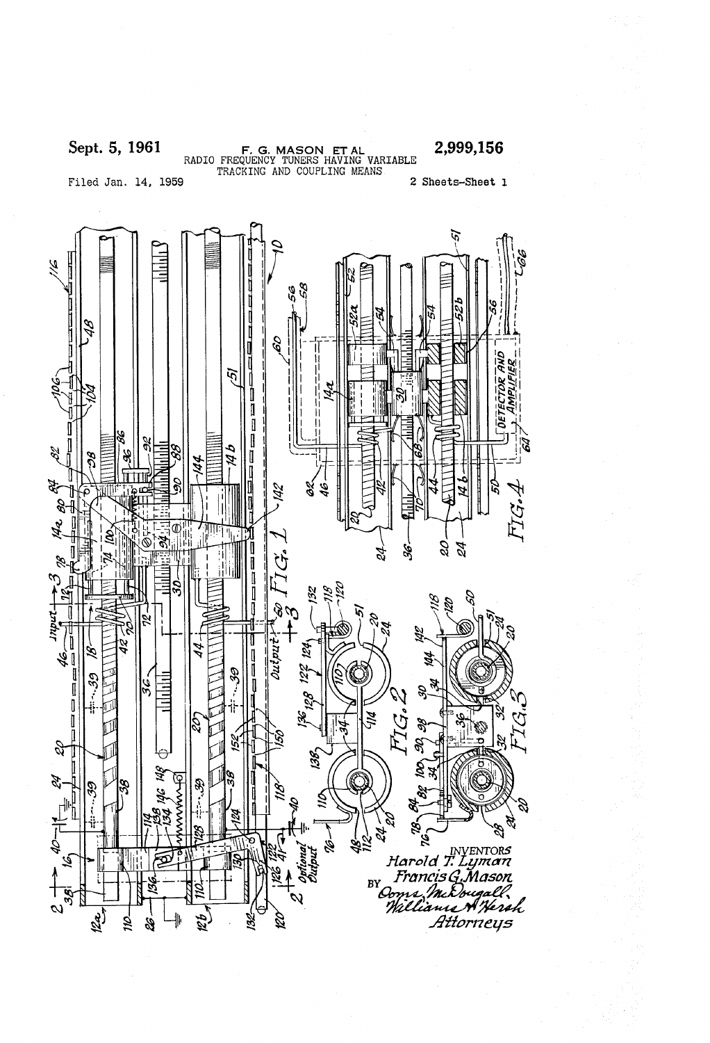Sept. 5, 1961 F. G. MASON ET AL 2,999,156

RADIO FREQUENCY TUNERS HAVING VARIABLE TRACKING AND COUPLING MEANS

Filed Jan. 14, 1959 2 Sheets-Sheet 1

FIG. 1

FIG. 2

FIG. 3

FIG. 4

INVENTORS
Harold T. Lyman
Francis G. Mason
BY Ooms, McDougall, Williams & Hersh
Attorneys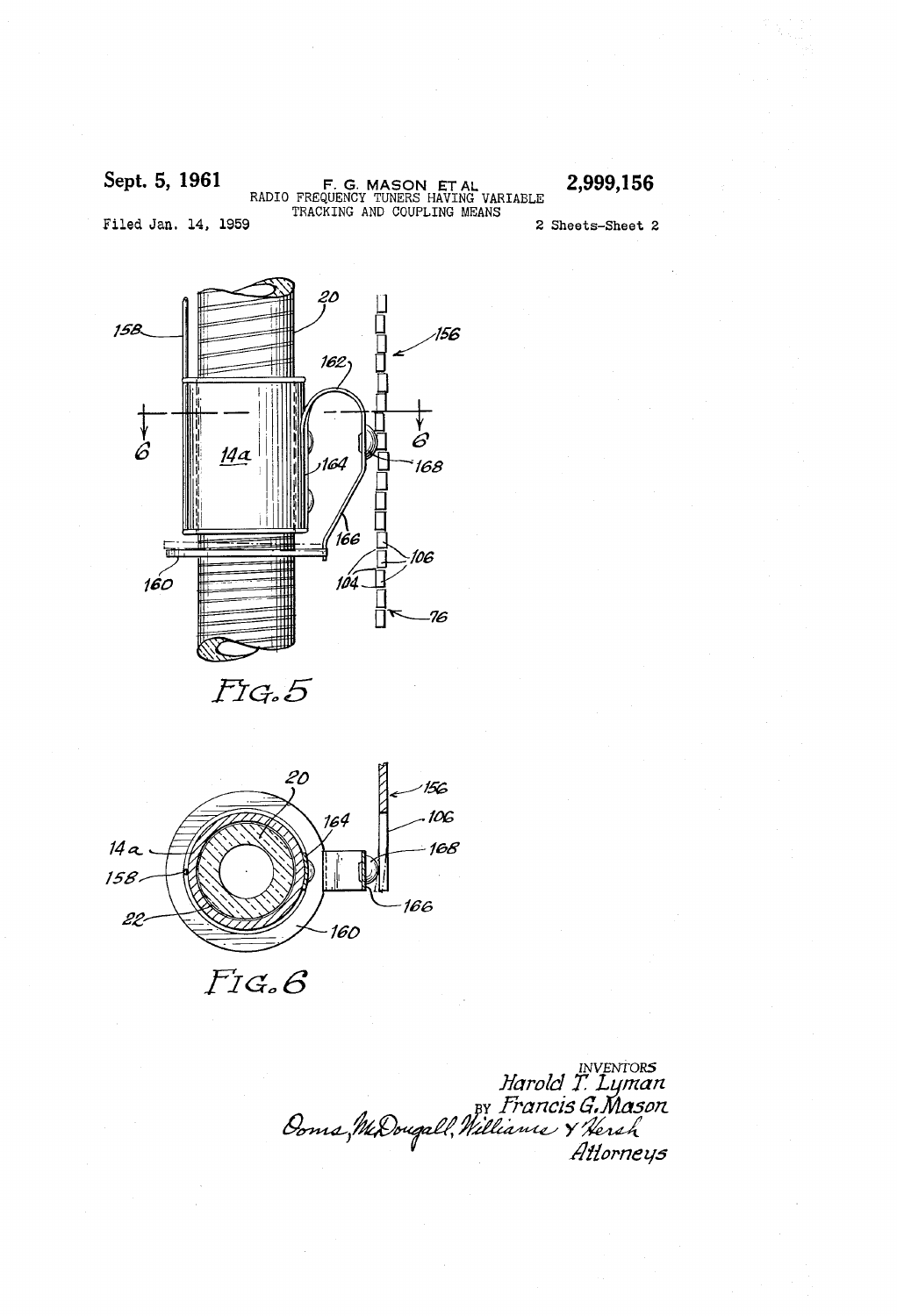Sept. 5, 1961

F. G. MASON ET AL

RADIO FREQUENCY TUNERS HAVING VARIABLE TRACKING AND COUPLING MEANS

2,999,156

Filed Jan. 14, 1959

2 Sheets-Sheet 2

FIG. 5

FIG. 6

INVENTORS
Harold T. Lyman
Francis G. Mason
BY Oons, McDougall, Williams & Hersh
Attorneys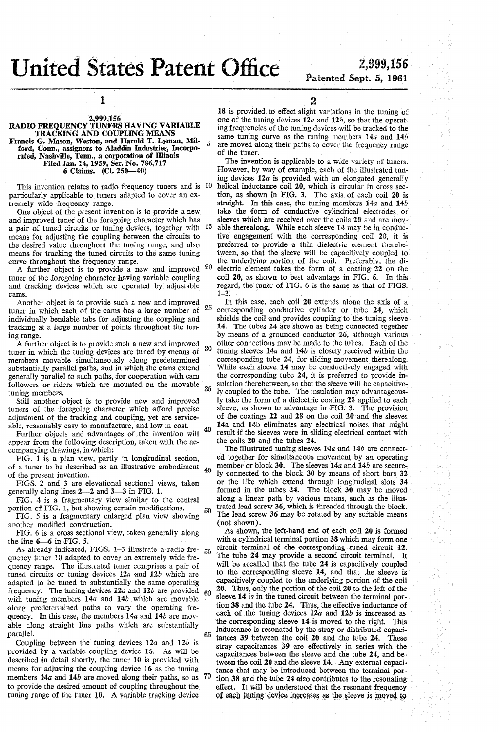# United States Patent Office

**2,999,156**
Patented Sept. 5, 1961

## 2,999,156

## RADIO FREQUENCY TUNERS HAVING VARIABLE TRACKING AND COUPLING MEANS

Francis G. Mason, Weston, and Harold T. Lyman, Milford, Conn., assignors to Aladdin Industries, Incorporated, Nashville, Tenn., a corporation of Illinois

Filed Jan. 14, 1959, Ser. No. 786,717

6 Claims. (Cl. 250—40)

This invention relates to radio frequency tuners and is particularly applicable to tuners adapted to cover an extremely wide frequency range.

One object of the present invention is to provide a new and improved tuner of the foregoing character which has a pair of tuned circuits or tuning devices, together with means for adjusting the coupling between the circuits to the desired value throughout the tuning range, and also means for tracking the tuned circuits to the same tuning curve throughout the frequency range.

A further object is to provide a new and improved tuner of the foregoing character having variable coupling and tracking devices which are operated by adjustable cams.

Another object is to provide such a new and improved tuner in which each of the cams has a large number of individually bendable tabs for adjusting the coupling and tracking at a large number of points throughout the tuning range.

A further object is to provide such a new and improved tuner in which the tuning devices are tuned by means of members movable simultaneously along predetermined substantially parallel paths, and in which the cams extend generally parallel to such paths, for cooperation with cam followers or riders which are mounted on the movable tuning members.

Still another object is to provide new and improved tuners of the foregoing character which afford precise adjustment of the tracking and coupling, yet are serviceable, reasonably easy to manufacture, and low in cost.

Further objects and advantages of the invention will appear from the following description, taken with the accompanying drawings, in which:

FIG. 1 is a plan view, partly in longitudinal section, of a tuner to be described as an illustrative embodiment of the present invention.

FIGS. 2 and 3 are elevational sectional views, taken generally along lines 2—2 and 3—3 in FIG. 1.

FIG. 4 is a fragmentary view similar to the central portion of FIG. 1, but showing certain modifications.

FIG. 5 is a fragmentary enlarged plan view showing another modified construction.

FIG. 6 is a cross sectional view, taken generally along the line 6—6 in FIG. 5.

As already indicated, FIGS. 1–3 illustrate a radio frequency tuner 10 adapted to cover an extremely wide frequency range. The illustrated tuner comprises a pair of tuned circuits or tuning devices 12*a* and 12*b* which are adapted to be tuned to substantially the same operating frequency. The tuning devices 12*a* and 12*b* are provided with tuning members 14*a* and 14*b* which are movable along predetermined paths to vary the operating frequency. In this case, the members 14*a* and 14*b* are movable along straight line paths which are substantially parallel.

Coupling between the tuning devices 12*a* and 12*b* is provided by a variable coupling device 16. As will be described in detail shortly, the tuner 10 is provided with means for adjusting the coupling device 16 as the tuning members 14*a* and 14*b* are moved along their paths, so as to provide the desired amount of coupling throughout the tuning range of the tuner 10. A variable tracking device 18 is provided to effect slight variations in the tuning of one of the tuning devices 12*a* and 12*b*, so that the operating frequencies of the tuning devices will be tracked to the same tuning curve as the tuning members 14*a* and 14*b* are moved along their paths to cover the frequency range of the tuner.

The invention is applicable to a wide variety of tuners. However, by way of example, each of the illustrated tuning devices 12*a* is provided with an elongated generally helical inductance coil 20, which is circular in cross section, as shown in FIG. 3. The axis of each coil 20 is straight. In this case, the tuning members 14*a* and 14*b* take the form of conductive cylindrical electrodes or sleeves which are received over the coils 20 and are movable therealong. While each sleeve 14 may be in conductive engagement with the corresponding coil 20, it is preferred to provide a thin dielectric element therebetween, so that the sleeve will be capacitively coupled to the underlying portion of the coil. Preferably, the dielectric element takes the form of a coating 22 on the coil 20, as shown to best advantage in FIG. 6. In this regard, the tuner of FIG. 6 is the same as that of FIGS. 1–3.

In this case, each coil 20 extends along the axis of a corresponding conductive cylinder or tube 24, which shields the coil and provides coupling to the tuning sleeve 14. The tubes 24 are shown as being connected together by means of a grounded conductor 26, although various other connections may be made to the tubes. Each of the tuning sleeves 14*a* and 14*b* is closely received within the corresponding tube 24, for sliding movement therealong. While each sleeve 14 may be conductively engaged with the corresponding tube 24, it is preferred to provide insulation therebetween, so that the sleeve will be capacitively coupled to the tube. The insulation may advantageously take the form of a dielectric coating 28 applied to each sleeve, as shown to advantage in FIG. 3. The provision of the coatings 22 and 28 on the coil 20 and the sleeves 14*a* and 14*b* eliminates any electrical noises that might result if the sleeves were in sliding electrical contact with the coils 20 and the tubes 24.

The illustrated tuning sleeves 14*a* and 14*b* are connected together for simultaneous movement by an operating member or block 30. The sleeves 14*a* and 14*b* are securely connected to the block 30 by means of short bars 32 or the like which extend through longitudinal slots 34 formed in the tubes 24. The block 30 may be moved along a linear path by various means, such as the illustrated lead screw 36, which is threaded through the block. The lead screw 36 may be rotated by any suitable means (not shown).

As shown, the left-hand end of each coil 20 is formed with a cylindrical terminal portion 38 which may form one circuit terminal of the corresponding tuned circuit 12. The tube 24 may provide a second circuit terminal. It will be recalled that the tube 24 is capacitively coupled to the corresponding sleeve 14, and that the sleeve is capacitively coupled to the underlying portion of the coil 20. Thus, only the portion of the coil 20 to the left of the sleeve 14 is in the tuned circuit between the terminal portion 38 and the tube 24. Thus, the effective inductance of each of the tuning devices 12*a* and 12*b* is increased as the corresponding sleeve 14 is moved to the right. This inductance is resonated by the stray or distributed capacitances 39 between the coil 20 and the tube 24. These stray capacitances 39 are effectively in series with the capacitances between the sleeve and the tube 24, and between the coil 20 and the sleeve 14. Any external capacitance that may be introduced between the terminal portion 38 and the tube 24 also contributes to the resonating effect. It will be understood that the resonant frequency of each tuning device increases as the sleeve is moved to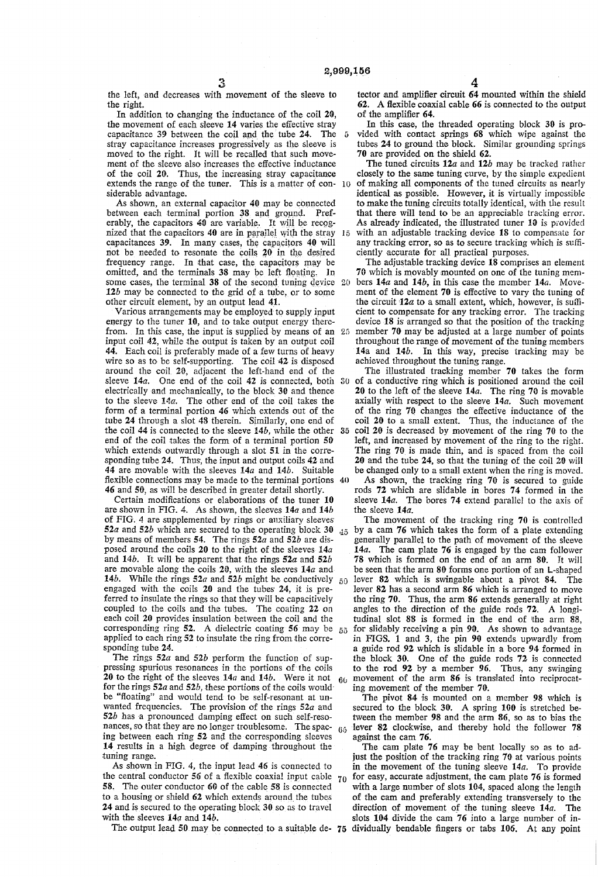the left, and decreases with movement of the sleeve to the right.

In addition to changing the inductance of the coil 20, the movement of each sleeve 14 varies the effective stray capacitance 39 between the coil and the tube 24. The stray capacitance increases progressively as the sleeve is moved to the right. It will be recalled that such movement of the sleeve also increases the effective inductance of the coil 20. Thus, the increasing stray capacitance extends the range of the tuner. This is a matter of considerable advantage.

As shown, an external capacitor 40 may be connected between each terminal portion 38 and ground. Preferably, the capacitors 40 are variable. It will be recognized that the capacitors 40 are in parallel with the stray capacitances 39. In many cases, the capacitors 40 will not be needed to resonate the coils 20 in the desired frequency range. In that case, the capacitors may be omitted, and the terminals 38 may be left floating. In some cases, the terminal 38 of the second tuning device 12b may be connected to the grid of a tube, or to some other circuit element, by an output lead 41.

Various arrangements may be employed to supply input energy to the tuner 10, and to take output energy therefrom. In this case, the input is supplied by means of an input coil 42, while the output is taken by an output coil 44. Each coil is preferably made of a few turns of heavy wire so as to be self-supporting. The coil 42 is disposed around the coil 20, adjacent the left-hand end of the sleeve 14a. One end of the coil 42 is connected, both electrically and mechanically, to the block 30 and thence to the sleeve 14a. The other end of the coil takes the form of a terminal portion 46 which extends out of the tube 24 through a slot 48 therein. Similarly, one end of the coil 44 is connected to the sleeve 14b, while the other end of the coil takes the form of a terminal portion 50 which extends outwardly through a slot 51 in the corresponding tube 24. Thus, the input and output coils 42 and 44 are movable with the sleeves 14a and 14b. Suitable flexible connections may be made to the terminal portions 46 and 50, as will be described in greater detail shortly.

Certain modifications or elaborations of the tuner 10 are shown in FIG. 4. As shown, the sleeves 14a and 14b of FIG. 4 are supplemented by rings or auxiliary sleeves 52a and 52b which are secured to the operating block 30 by means of members 54. The rings 52a and 52b are disposed around the coils 20 to the right of the sleeves 14a and 14b. It will be apparent that the rings 52a and 52b are movable along the coils 20, with the sleeves 14a and 14b. While the rings 52a and 52b might be conductively engaged with the coils 20 and the tubes 24, it is preferred to insulate the rings so that they will be capacitively coupled to the coils and the tubes. The coating 22 on each coil 20 provides insulation between the coil and the corresponding ring 52. A dielectric coating 56 may be applied to each ring 52 to insulate the ring from the corresponding tube 24.

The rings 52a and 52b perform the function of suppressing spurious resonances in the portions of the coils 20 to the right of the sleeves 14a and 14b. Were it not for the rings 52a and 52b, these portions of the coils would be "floating" and would tend to be self-resonant at unwanted frequencies. The provision of the rings 52a and 52b has a pronounced damping effect on such self-resonances, so that they are no longer troublesome. The spacing between each ring 52 and the corresponding sleeves 14 results in a high degree of damping throughout the tuning range.

As shown in FIG. 4, the input lead 46 is connected to the central conductor 56 of a flexible coaxial input cable 58. The outer conductor 60 of the cable 58 is connected to a housing or shield 62 which extends around the tubes 24 and is secured to the operating block 30 so as to travel with the sleeves 14a and 14b.

The output lead 50 may be connected to a suitable detector and amplifier circuit 64 mounted within the shield 62. A flexible coaxial cable 66 is connected to the output of the amplifier 64.

In this case, the threaded operating block 30 is provided with contact springs 68 which wipe against the tubes 24 to ground the block. Similar grounding springs 70 are provided on the shield 62.

The tuned circuits 12a and 12b may be tracked rather closely to the same tuning curve, by the simple expedient of making all components of the tuned circuits as nearly identical as possible. However, it is virtually impossible to make the tuning circuits totally identical, with the result that there will tend to be an appreciable tracking error. As already indicated, the illustrated tuner 10 is provided with an adjustable tracking device 18 to compensate for any tracking error, so as to secure tracking which is sufficiently accurate for all practical purposes.

The adjustable tracking device 18 comprises an element 70 which is movably mounted on one of the tuning members 14a and 14b, in this case the member 14a. Movement of the element 70 is effective to vary the tuning of the circuit 12a to a small extent, which, however, is sufficient to compensate for any tracking error. The tracking device 18 is arranged so that the position of the tracking member 70 may be adjusted at a large number of points throughout the range of movement of the tuning members 14a and 14b. In this way, precise tracking may be achieved throughout the tuning range.

The illustrated tracking member 70 takes the form of a conductive ring which is positioned around the coil 20 to the left of the sleeve 14a. The ring 70 is movable axially with respect to the sleeve 14a. Such movement of the ring 70 changes the effective inductance of the coil 20 to a small extent. Thus, the inductance of the coil 20 is decreased by movement of the ring 70 to the left, and increased by movement of the ring to the right. The ring 70 is made thin, and is spaced from the coil 20 and the tube 24, so that the tuning of the coil 20 will be changed only to a small extent when the ring is moved.

As shown, the tracking ring 70 is secured to guide rods 72 which are slidable in bores 74 formed in the sleeve 14a. The bores 74 extend parallel to the axis of the sleeve 14a.

The movement of the tracking ring 70 is controlled by a cam 76 which takes the form of a plate extending generally parallel to the path of movement of the sleeve 14a. The cam plate 76 is engaged by the cam follower 78 which is formed on the end of an arm 80. It will be seen that the arm 80 forms one portion of an L-shaped lever 82 which is swingable about a pivot 84. The lever 82 has a second arm 86 which is arranged to move the ring 70. Thus, the arm 86 extends generally at right angles to the direction of the guide rods 72. A longitudinal slot 88 is formed in the end of the arm 88, for slidably receiving a pin 90. As shown to advantage in FIGS. 1 and 3, the pin 90 extends upwardly from a guide rod 92 which is slidable in a bore 94 formed in the block 30. One of the guide rods 72 is connected to the rod 92 by a member 96. Thus, any swinging movement of the arm 86 is translated into reciprocating movement of the member 70.

The pivot 84 is mounted on a member 98 which is secured to the block 30. A spring 100 is stretched between the member 98 and the arm 86, so as to bias the lever 82 clockwise, and thereby hold the follower 78 against the cam 76.

The cam plate 76 may be bent locally so as to adjust the position of the tracking ring 70 at various points in the movement of the tuning sleeve 14a. To provide for easy, accurate adjustment, the cam plate 76 is formed with a large number of slots 104, spaced along the length of the cam and preferably extending transversely to the direction of movement of the tuning sleeve 14a. The slots 104 divide the cam 76 into a large number of individually bendable fingers or tabs 106. At any point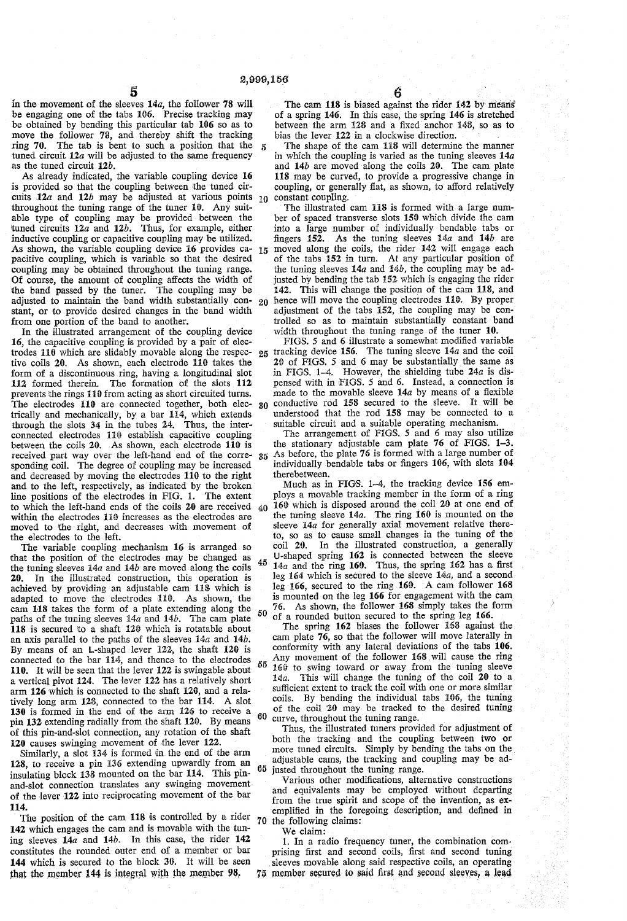in the movement of the sleeves 14a, the follower 78 will be engaging one of the tabs 106. Precise tracking may be obtained by bending this particular tab 106 so as to move the follower 78, and thereby shift the tracking ring 70. The tab is bent to such a position that the tuned circuit 12a will be adjusted to the same frequency as the tuned circuit 12b.

As already indicated, the variable coupling device 16 is provided so that the coupling between the tuned circuits 12a and 12b may be adjusted at various points throughout the tuning range of the tuner 10. Any suitable type of coupling may be provided between the tuned circuits 12a and 12b. Thus, for example, either inductive coupling or capacitive coupling may be utilized. As shown, the variable coupling device 16 provides capacitive coupling, which is variable so that the desired coupling may be obtained throughout the tuning range. Of course, the amount of coupling affects the width of the band passed by the tuner. The coupling may be adjusted to maintain the band width substantially constant, or to provide desired changes in the band width from one portion of the band to another.

In the illustrated arrangement of the coupling device 16, the capacitive coupling is provided by a pair of electrodes 110 which are slidably movable along the respective coils 20. As shown, each electrode 110 takes the form of a discontinuous ring, having a longitudinal slot 112 formed therein. The formation of the slots 112 prevents the rings 110 from acting as short circuited turns. The electrodes 110 are connected together, both electrically and mechanically, by a bar 114, which extends through the slots 34 in the tubes 24. Thus, the interconnected electrodes 110 establish capacitive coupling between the coils 20. As shown, each electrode 110 is received part way over the left-hand end of the corresponding coil. The degree of coupling may be increased and decreased by moving the electrodes 110 to the right and to the left, respectively, as indicated by the broken line positions of the electrodes in FIG. 1. The extent to which the left-hand ends of the coils 20 are received within the electrodes 110 increases as the electrodes are moved to the right, and decreases with movement of the electrodes to the left.

The variable coupling mechanism 16 is arranged so that the position of the electrodes may be changed as the tuning sleeves 14a and 14b are moved along the coils 20. In the illustrated construction, this operation is achieved by providing an adjustable cam 118 which is adapted to move the electrodes 110. As shown, the cam 118 takes the form of a plate extending along the paths of the tuning sleeves 14a and 14b. The cam plate 118 is secured to a shaft 120 which is rotatable about an axis parallel to the paths of the sleeves 14a and 14b. By means of an L-shaped lever 122, the shaft 120 is connected to the bar 114, and thence to the electrodes 110. It will be seen that the lever 122 is swingable about a vertical pivot 124. The lever 122 has a relatively short arm 126 which is connected to the shaft 120, and a relatively long arm 128, connected to the bar 114. A slot 130 is formed in the end of the arm 126 to receive a pin 132 extending radially from the shaft 120. By means of this pin-and-slot connection, any rotation of the shaft 120 causes swinging movement of the lever 122.

Similarly, a slot 134 is formed in the end of the arm 128, to receive a pin 136 extending upwardly from an insulating block 138 mounted on the bar 114. This pin-and-slot connection translates any swinging movement of the lever 122 into reciprocating movement of the bar 114.

The position of the cam 118 is controlled by a rider 142 which engages the cam and is movable with the tuning sleeves 14a and 14b. In this case, the rider 142 constitutes the rounded outer end of a member or bar 144 which is secured to the block 30. It will be seen that the member 144 is integral with the member 98.

The cam 118 is biased against the rider 142 by means of a spring 146. In this case, the spring 146 is stretched between the arm 128 and a fixed anchor 148, so as to bias the lever 122 in a clockwise direction.

The shape of the cam 118 will determine the manner in which the coupling is varied as the tuning sleeves 14a and 14b are moved along the coils 20. The cam plate 118 may be curved, to provide a progressive change in coupling, or generally flat, as shown, to afford relatively constant coupling.

The illustrated cam 118 is formed with a large number of spaced transverse slots 150 which divide the cam into a large number of individually bendable tabs or fingers 152. As the tuning sleeves 14a and 14b are moved along the coils, the rider 142 will engage each of the tabs 152 in turn. At any particular position of the tuning sleeves 14a and 14b, the coupling may be adjusted by bending the tab 152 which is engaging the rider 142. This will change the position of the cam 118, and hence will move the coupling electrodes 110. By proper adjustment of the tabs 152, the coupling may be controlled so as to maintain substantially constant band width throughout the tuning range of the tuner 10.

FIGS. 5 and 6 illustrate a somewhat modified variable tracking device 156. The tuning sleeve 14a and the coil 20 of FIGS. 5 and 6 may be substantially the same as in FIGS. 1–4. However, the shielding tube 24a is dispensed with in FIGS. 5 and 6. Instead, a connection is made to the movable sleeve 14a by means of a flexible conductive rod 158 secured to the sleeve. It will be understood that the rod 158 may be connected to a suitable circuit and a suitable operating mechanism.

The arrangement of FIGS. 5 and 6 may also utilize the stationary adjustable cam plate 76 of FIGS. 1–3. As before, the plate 76 is formed with a large number of individually bendable tabs or fingers 106, with slots 104 therebetween.

Much as in FIGS. 1–4, the tracking device 156 employs a movable tracking member in the form of a ring 160 which is disposed around the coil 20 at one end of the tuning sleeve 14a. The ring 160 is mounted on the sleeve 14a for generally axial movement relative thereto, so as to cause small changes in the tuning of the coil 20. In the illustrated construction, a generally U-shaped spring 162 is connected between the sleeve 14a and the ring 160. Thus, the spring 162 has a first leg 164 which is secured to the sleeve 14a, and a second leg 166, secured to the ring 160. A cam follower 168 is mounted on the leg 166 for engagement with the cam 76. As shown, the follower 168 simply takes the form of a rounded button secured to the spring leg 166.

The spring 162 biases the follower 168 against the cam plate 76, so that the follower will move laterally in conformity with any lateral deviations of the tabs 106. Any movement of the follower 168 will cause the ring 160 to swing toward or away from the tuning sleeve 14a. This will change the tuning of the coil 20 to a sufficient extent to track the coil with one or more similar coils. By bending the individual tabs 106, the tuning of the coil 20 may be tracked to the desired tuning curve, throughout the tuning range.

Thus, the illustrated tuners provided for adjustment of both the tracking and the coupling between two or more tuned circuits. Simply by bending the tabs on the adjustable cams, the tracking and coupling may be adjusted throughout the tuning range.

Various other modifications, alternative constructions and equivalents may be employed without departing from the true spirit and scope of the invention, as exemplified in the foregoing description, and defined in the following claims:

We claim:

1. In a radio frequency tuner, the combination comprising first and second coils, first and second tuning sleeves movable along said respective coils, an operating member secured to said first and second sleeves, a lead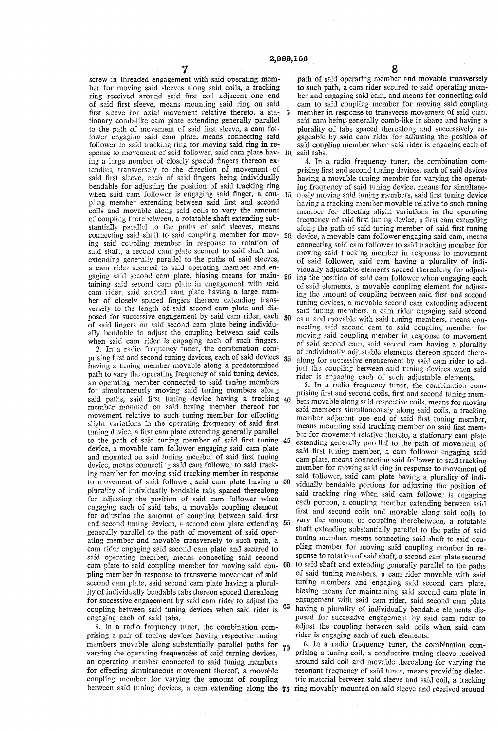screw in threaded engagement with said operating member for moving said sleeves along said coils, a tracking ring received around said first coil adjacent one end of said first sleeve, means mounting said ring on said first sleeve for axial movement relative thereto, a stationary comb-like cam plate extending generally parallel to the path of movement of said first sleeve, a cam follower engaging said cam plate, means connecting said follower to said tracking ring for moving said ring in response to movement of said follower, said cam plate having a large number of closely spaced fingers thereon extending transversely to the direction of movement of said first sleeve, each of said fingers being individually bendable for adjusting the position of said tracking ring when said cam follower is engaging said finger, a coupling member extending between said first and second coils and movable along said coils to vary the amount of coupling therebetween, a rotatable shaft extending substantially parallel to the paths of said sleeves, means connecting said shaft to said coupling member for moving said coupling member in response to rotation of said shaft, a second cam plate secured to said shaft and extending generally parallel to the paths of said sleeves, a cam rider secured to said operating member and engaging said second cam plate, biasing means for maintaining said second cam plate in engagement with said cam rider, said second cam plate having a large number of closely spaced fingers thereon extending transversely to the length of said second cam plate and disposed for successive engagement by said cam rider, each of said fingers on said second cam plate being individually bendable to adjust the coupling between said coils when said cam rider is engaging each of such fingers.

2. In a radio frequency tuner, the combination comprising first and second tuning devices, each of said devices having a tuning member movable along a predetermined path to vary the operating frequency of said tuning device, an operating member connected to said tuning members for simultaneously moving said tuning members along said paths, said first tuning device having a tracking member mounted on said tuning member thereof for movement relative to such tuning member for effecting slight variations in the operating frequency of said first tuning device, a first cam plate extending generally parallel to the path of said tuning member of said first tuning device, a movable cam follower engaging said cam plate and mounted on said tuning member of said first tuning device, means connecting said cam follower to said tracking member for moving said tracking member in response to movement of said follower, said cam plate having a plurality of individually bendable tabs spaced therealong for adjusting the position of said cam follower when engaging each of said tabs, a movable coupling element for adjusting the amount of coupling between said first and second tuning devices, a second cam plate extending generally parallel to the path of movement of said operating member and movable transversely to such path, a cam rider engaging said second cam plate and secured to said operating member, means connecting said second cam plate to said coupling member for moving said coupling member in response to transverse movement of said second cam plate, said second cam plate having a plurality of individually bendable tabs thereon spaced therealong for successive engagement by said cam rider to adjust the coupling between said tuning devices when said rider is engaging each of said tabs.

3. In a radio frequency tuner, the combination comprising a pair of tuning devices having respective tuning members movable along substantially parallel paths for varying the operating frequencies of said turning devices, an operating member connected to said tuning members for effecting simultaneous movement thereof, a movable coupling member for varying the amount of coupling between said tuning devices, a cam extending along the path of said operating member and movable transversely to such path, a cam rider secured to said operating member and engaging said cam, and means for connecting said cam to said coupling member for moving said coupling member in response to transverse movement of said cam, said cam being generally comb-like in shape and having a plurality of tabs spaced therealong and successively engageable by said cam rider for adjusting the position of said coupling member when said rider is engaging each of said tabs.

4. In a radio frequency tuner, the combination comprising first and second tuning devices, each of said devices having a movable tuning member for varying the operating frequency of said tuning device, means for simultaneously moving said tuning members, said first tuning device having a tracking member movable relative to such tuning member for effecting slight variations in the operating frequency of said first tuning device, a first cam extending along the path of said tuning member of said first tuning device, a movable cam follower engaging said cam, means connecting said cam follower to said tracking member for moving said tracking member in response to movement of said follower, said cam having a plurality of individually adjustable elements spaced therealong for adjusting the position of said cam follower when engaging each of said elements, a movable coupling element for adjusting the amount of coupling between said first and second tuning devices, a movable second cam extending adjacent said tuning members, a cam rider engaging said second cam and movable with said tuning members, means connecting said second cam to said coupling member for moving said coupling member in response to movement of said second cam, said second cam having a plurality of individually adjustable elements thereon spaced therealong for successive engagement by said cam rider to adjust the coupling between said tuning devices when said rider is engaging each of such adjustable elements.

5. In a radio frequency tuner, the combination comprising first and second coils, first and second tuning members movable along said respective coils, means for moving said members simultaneously along said coils, a tracking member adjacent one end of said first tuning member, means mounting said tracking member on said first member for movement relative thereto, a stationary cam plate extending generally parallel to the path of movement of said first tuning member, a cam follower engaging said cam plate, means connecting said follower to said tracking member for moving said ring in response to movement of said follower, said cam plate having a plurality of individually bendable portions for adjusting the position of said tracking ring when said cam follower is engaging each portion, a coupling member extending between said first and second coils and movable along said coils to vary the amount of coupling therebetween, a rotatable shaft extending substantially parallel to the paths of said tuning member, means connecting said shaft to said coupling member for moving said coupling member in response to rotation of said shaft, a second cam plate secured to said shaft and extending generally parallel to the paths of said tuning members, a cam rider movable with said tuning members and engaging said second cam plate, biasing means for maintaining said second cam plate in engagement with said cam rider, said second cam plate having a plurality of individually bendable elements disposed for successive engagement by said cam rider to adjust the coupling between said coils when said cam rider is engaging each of such elements.

6. In a radio frequency tuner, the combination comprising a tuning coil, a conductive tuning sleeve received around said coil and movable therealong for varying the resonant frequency of said tuner, means providing dielectric material between said sleeve and said coil, a tracking ring movably mounted on said sleeve and received around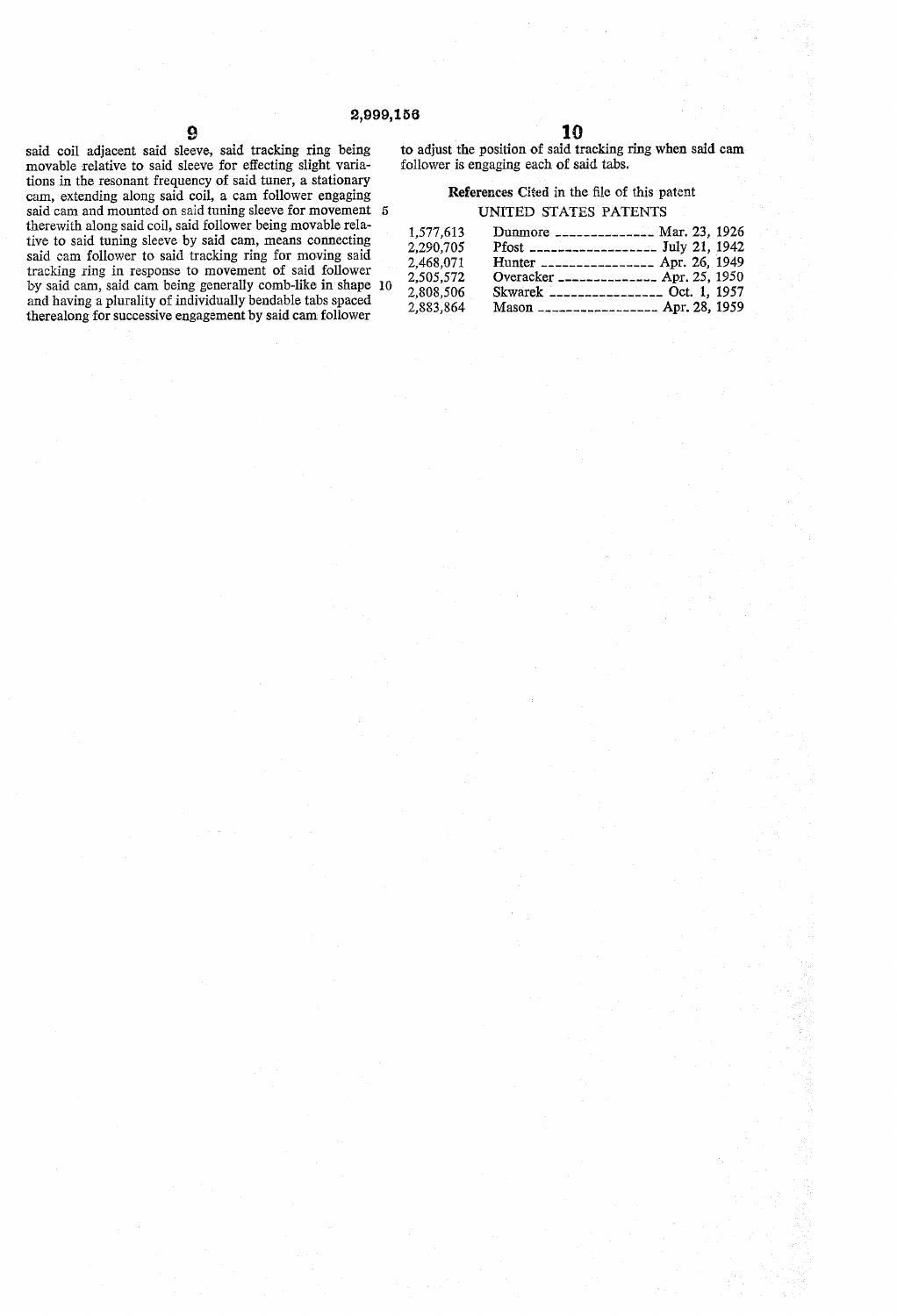said coil adjacent said sleeve, said tracking ring being movable relative to said sleeve for effecting slight variations in the resonant frequency of said tuner, a stationary cam, extending along said coil, a cam follower engaging said cam and mounted on said tuning sleeve for movement therewith along said coil, said follower being movable relative to said tuning sleeve by said cam, means connecting said cam follower to said tracking ring for moving said tracking ring in response to movement of said follower by said cam, said cam being generally comb-like in shape and having a plurality of individually bendable tabs spaced therealong for successive engagement by said cam follower to adjust the position of said tracking ring when said cam follower is engaging each of said tabs.

**References Cited** in the file of this patent

UNITED STATES PATENTS

| | | |
|---|---|---|
| 1,577,613 | Dunmore | Mar. 23, 1926 |
| 2,290,705 | Pfost | July 21, 1942 |
| 2,468,071 | Hunter | Apr. 26, 1949 |
| 2,505,572 | Overacker | Apr. 25, 1950 |
| 2,808,506 | Skwarek | Oct. 1, 1957 |
| 2,883,864 | Mason | Apr. 28, 1959 |